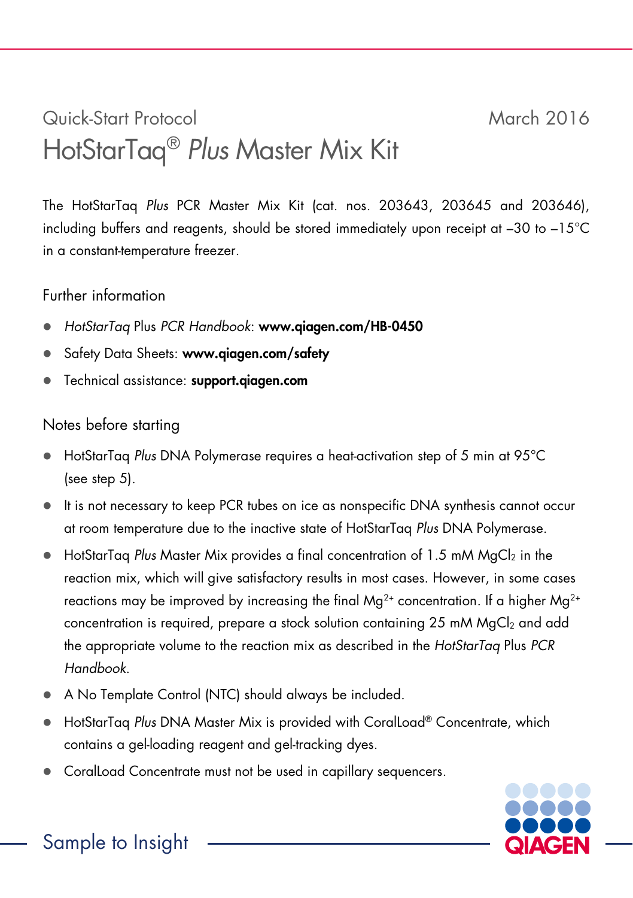Quick-Start Protocol

March 2016

# HotStarTaq® *Plus* Master Mix Kit

The HotStarTaq *Plus* PCR Master Mix Kit (cat. nos. 203643, 203645 and 203646), including buffers and reagents, should be stored immediately upon receipt at –30 to –15°C in a constant-temperature freezer.

## Further information

- *HotStarTaq* Plus *PCR Handbook*: **www.qiagen.com/HB-0450**
- Safety Data Sheets: **www.qiagen.com/safety**
- Technical assistance: **support.qiagen.com**

## Notes before starting

- HotStarTaq *Plus* DNA Polymerase requires a heat-activation step of 5 min at 95°C (see step 5).
- It is not necessary to keep PCR tubes on ice as nonspecific DNA synthesis cannot occur at room temperature due to the inactive state of HotStarTaq *Plus* DNA Polymerase.
- HotStarTaq *Plus* Master Mix provides a final concentration of 1.5 mM $MgCl_2$ in the reaction mix, which will give satisfactory results in most cases. However, in some cases reactions may be improved by increasing the final $Mg^{2+}$ concentration. If a higher $Mg^{2+}$ concentration is required, prepare a stock solution containing 25 mM $MgCl_2$ and add the appropriate volume to the reaction mix as described in the *HotStarTaq* Plus *PCR Handbook*.
- A No Template Control (NTC) should always be included.
- HotStarTaq *Plus* DNA Master Mix is provided with CoralLoad® Concentrate, which contains a gel-loading reagent and gel-tracking dyes.
- CoralLoad Concentrate must not be used in capillary sequencers.

Sample to Insight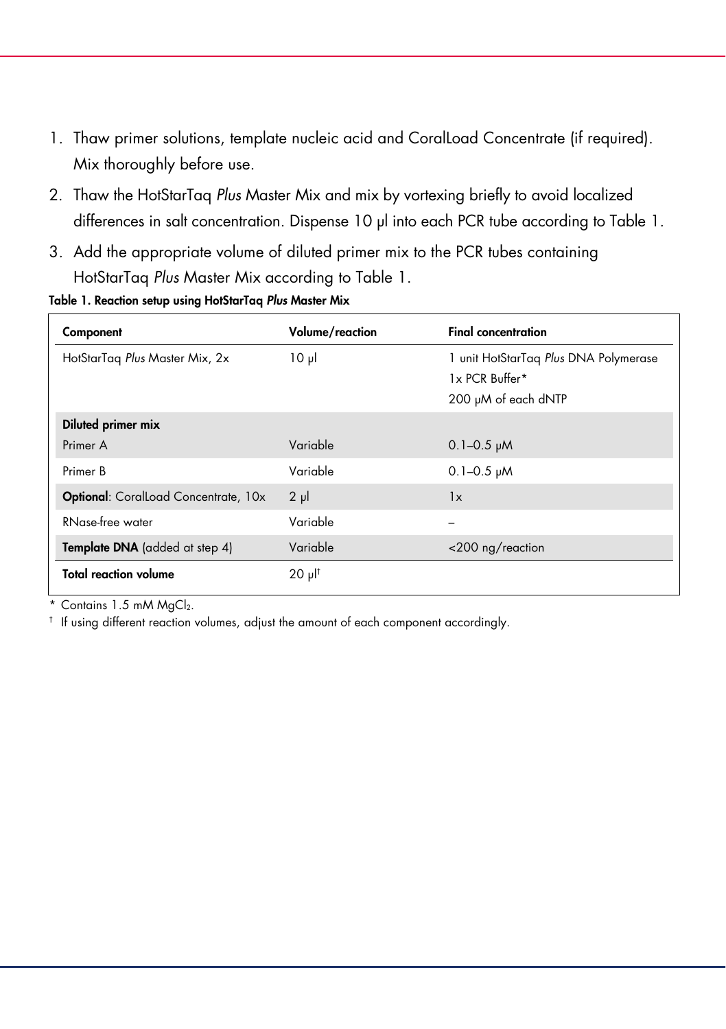1. Thaw primer solutions, template nucleic acid and CoralLoad Concentrate (if required). Mix thoroughly before use.
2. Thaw the HotStarTaq *Plus* Master Mix and mix by vortexing briefly to avoid localized differences in salt concentration. Dispense 10 µl into each PCR tube according to Table 1.
3. Add the appropriate volume of diluted primer mix to the PCR tubes containing HotStarTaq *Plus* Master Mix according to Table 1.

**Table 1. Reaction setup using HotStarTaq *Plus* Master Mix**

| **Component** | **Volume/reaction** | **Final concentration** |
|---|---|---|
| HotStarTaq *Plus* Master Mix, 2x | 10 µl | 1 unit HotStarTaq *Plus* DNA Polymerase<br>1x PCR Buffer*<br>200 µM of each dNTP |
| **Diluted primer mix** | | |
| Primer A | Variable | 0.1–0.5 µM |
| Primer B | Variable | 0.1–0.5 µM |
| **Optional**: CoralLoad Concentrate, 10x | 2 µl | 1x |
| RNase-free water | Variable | – |
| **Template DNA** (added at step 4) | Variable | <200 ng/reaction |
| **Total reaction volume** | 20 µl† | |

\* Contains 1.5 mM $MgCl_2$.

† If using different reaction volumes, adjust the amount of each component accordingly.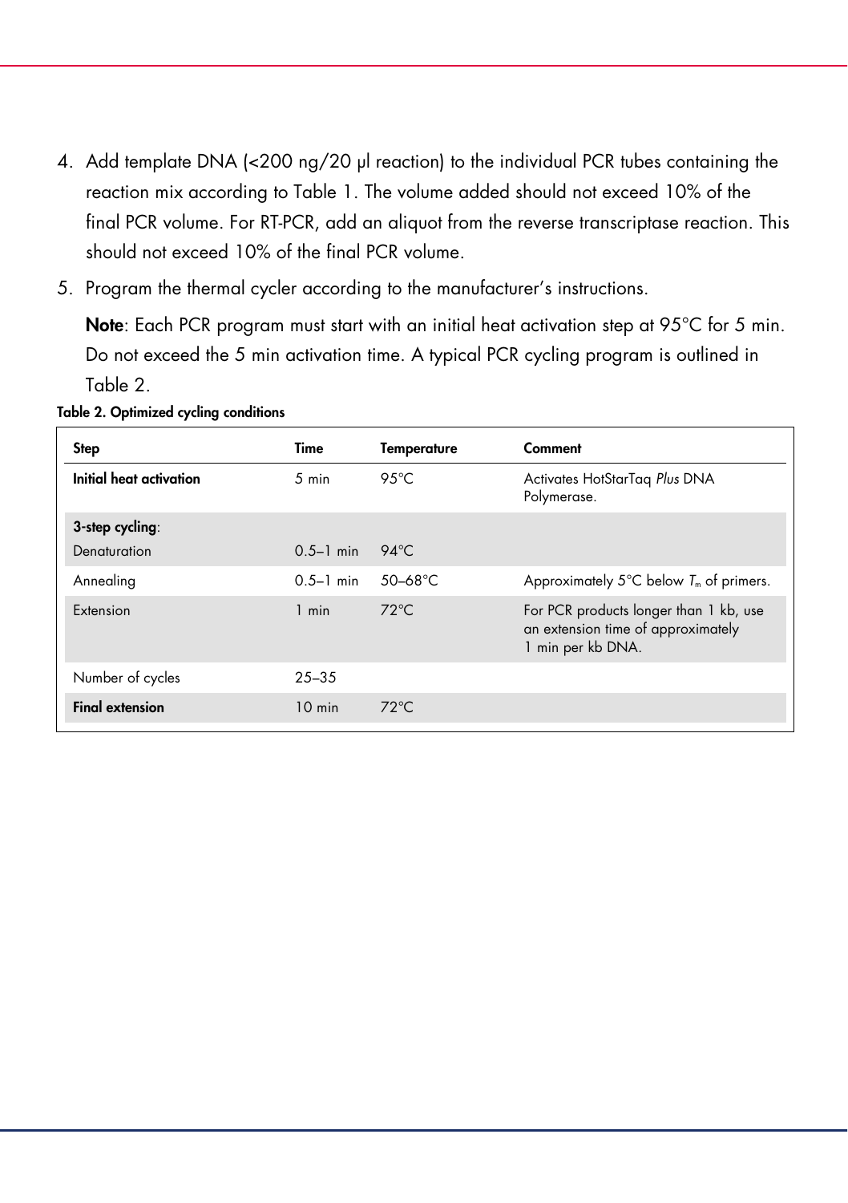4. Add template DNA (<200 ng/20 µl reaction) to the individual PCR tubes containing the reaction mix according to Table 1. The volume added should not exceed 10% of the final PCR volume. For RT-PCR, add an aliquot from the reverse transcriptase reaction. This should not exceed 10% of the final PCR volume.
5. Program the thermal cycler according to the manufacturer's instructions.

   **Note**: Each PCR program must start with an initial heat activation step at 95°C for 5 min. Do not exceed the 5 min activation time. A typical PCR cycling program is outlined in Table 2.

**Table 2. Optimized cycling conditions**

| Step | Time | Temperature | Comment |
|---|---|---|---|
| **Initial heat activation** | 5 min | 95°C | Activates HotStarTaq *Plus* DNA Polymerase. |
| **3-step cycling**: | | | |
| Denaturation | 0.5–1 min | 94°C | |
| Annealing | 0.5–1 min | 50–68°C | Approximately 5°C below $T_m$ of primers. |
| Extension | 1 min | 72°C | For PCR products longer than 1 kb, use an extension time of approximately 1 min per kb DNA. |
| Number of cycles | 25–35 | | |
| **Final extension** | 10 min | 72°C | |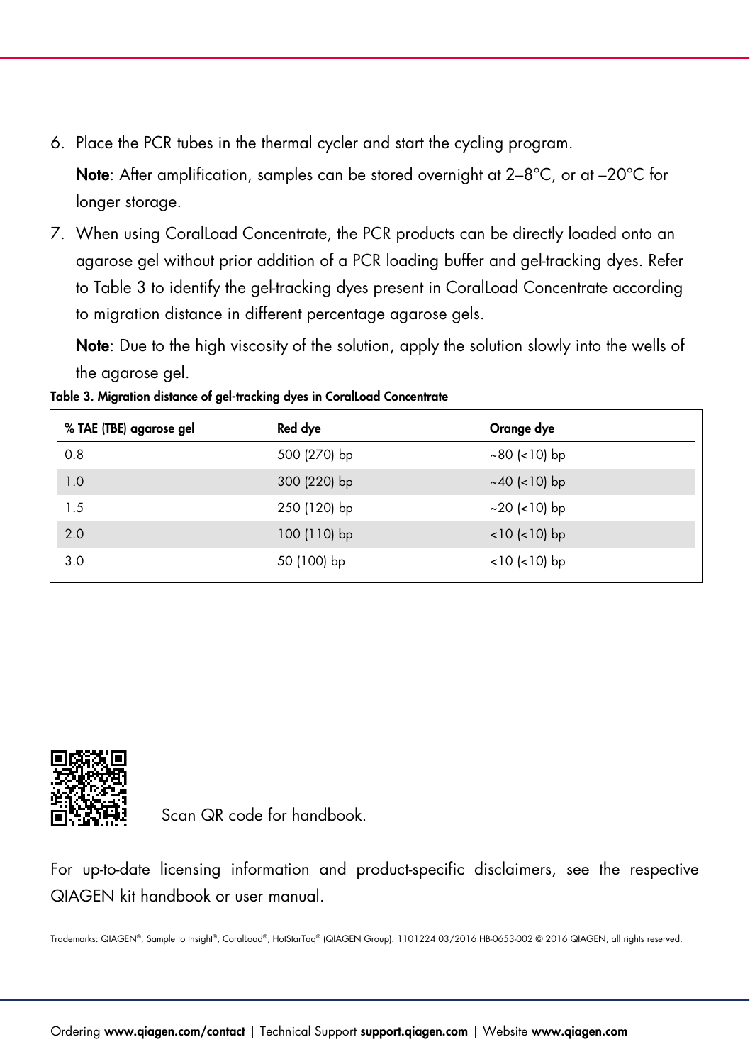6. Place the PCR tubes in the thermal cycler and start the cycling program.

   **Note**: After amplification, samples can be stored overnight at 2–8°C, or at –20°C for longer storage.

7. When using CoralLoad Concentrate, the PCR products can be directly loaded onto an agarose gel without prior addition of a PCR loading buffer and gel-tracking dyes. Refer to Table 3 to identify the gel-tracking dyes present in CoralLoad Concentrate according to migration distance in different percentage agarose gels.

   **Note**: Due to the high viscosity of the solution, apply the solution slowly into the wells of the agarose gel.

**Table 3. Migration distance of gel-tracking dyes in CoralLoad Concentrate**

| % TAE (TBE) agarose gel | Red dye | Orange dye |
|---|---|---|
| 0.8 | 500 (270) bp | ~80 (<10) bp |
| 1.0 | 300 (220) bp | ~40 (<10) bp |
| 1.5 | 250 (120) bp | ~20 (<10) bp |
| 2.0 | 100 (110) bp | <10 (<10) bp |
| 3.0 | 50 (100) bp | <10 (<10) bp |

Scan QR code for handbook.

For up-to-date licensing information and product-specific disclaimers, see the respective QIAGEN kit handbook or user manual.

Trademarks: QIAGEN®, Sample to Insight®, CoralLoad®, HotStarTaq® (QIAGEN Group). 1101224 03/2016 HB-0653-002 © 2016 QIAGEN, all rights reserved.

Ordering **www.qiagen.com/contact** | Technical Support **support.qiagen.com** | Website **www.qiagen.com**